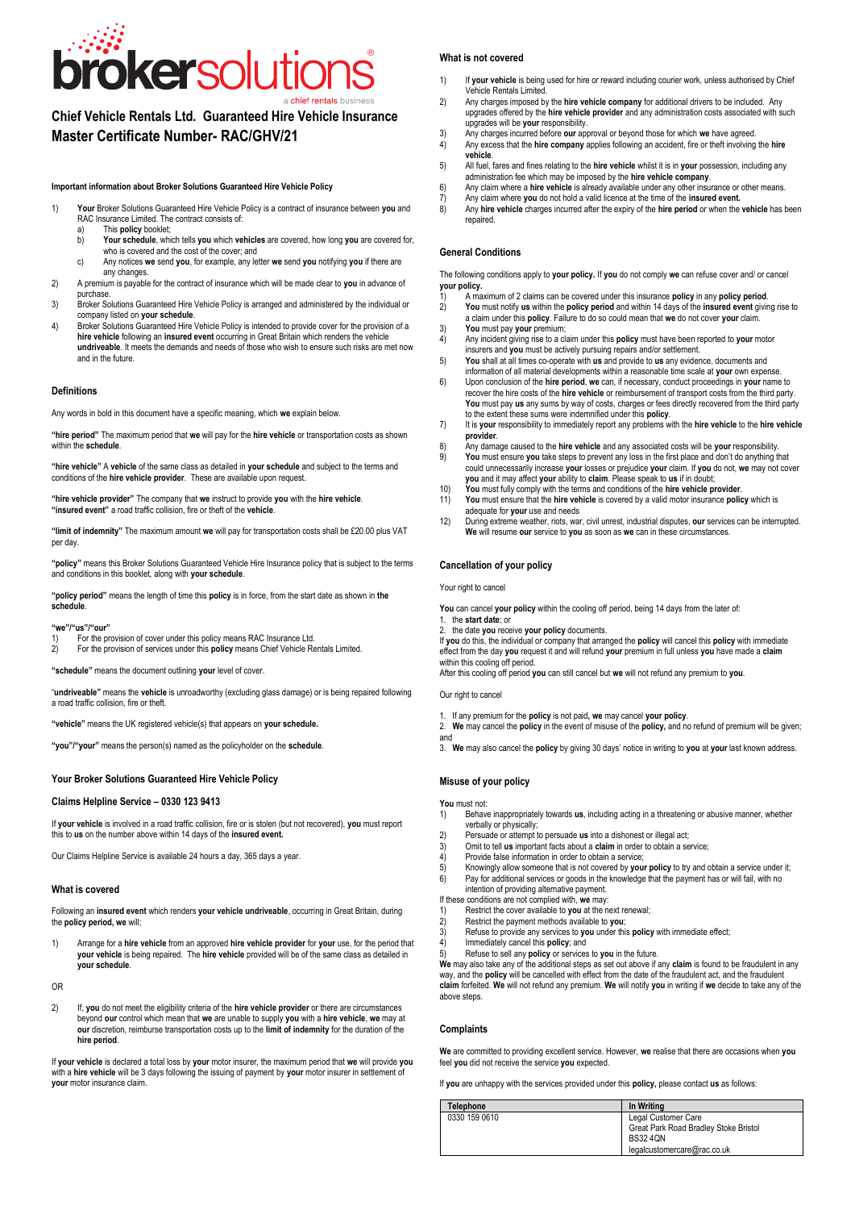brokersolutions
a chief rentals business

# Chief Vehicle Rentals Ltd. Guaranteed Hire Vehicle Insurance Master Certificate Number- RAC/GHV/21

#### Important information about Broker Solutions Guaranteed Hire Vehicle Policy

1) **Your** Broker Solutions Guaranteed Hire Vehicle Policy is a contract of insurance between **you** and RAC Insurance Limited. The contract consists of:
   a) This **policy** booklet;
   b) **Your schedule**, which tells **you** which **vehicles** are covered, how long **you** are covered for, who is covered and the cost of the cover; and
   c) Any notices **we** send **you**, for example, any letter **we** send **you** notifying **you** if there are any changes.
2) A premium is payable for the contract of insurance which will be made clear to **you** in advance of purchase.
3) Broker Solutions Guaranteed Hire Vehicle Policy is arranged and administered by the individual or company listed on **your schedule**.
4) Broker Solutions Guaranteed Hire Vehicle Policy is intended to provide cover for the provision of a **hire vehicle** following an **insured event** occurring in Great Britain which renders the vehicle **undriveable**. It meets the demands and needs of those who wish to ensure such risks are met now and in the future.

### Definitions

Any words in bold in this document have a specific meaning, which **we** explain below.

**"hire period"** The maximum period that **we** will pay for the **hire vehicle** or transportation costs as shown within the **schedule**.

**"hire vehicle"** A **vehicle** of the same class as detailed in **your schedule** and subject to the terms and conditions of the **hire vehicle provider**. These are available upon request.

**"hire vehicle provider"** The company that **we** instruct to provide **you** with the **hire vehicle**.
**"insured event"** a road traffic collision, fire or theft of the **vehicle**.

**"limit of indemnity"** The maximum amount **we** will pay for transportation costs shall be £20.00 plus VAT per day.

**"policy"** means this Broker Solutions Guaranteed Vehicle Hire Insurance policy that is subject to the terms and conditions in this booklet, along with **your schedule**.

**"policy period"** means the length of time this **policy** is in force, from the start date as shown in **the schedule**.

**"we"/"us"/"our"**
1) For the provision of cover under this policy means RAC Insurance Ltd.
2) For the provision of services under this **policy** means Chief Vehicle Rentals Limited.

**"schedule"** means the document outlining **your** level of cover.

"**undriveable**" means the **vehicle** is unroadworthy (excluding glass damage) or is being repaired following a road traffic collision, fire or theft.

**"vehicle"** means the UK registered vehicle(s) that appears on **your schedule.**

**"you"/"your"** means the person(s) named as the policyholder on the **schedule**.

### Your Broker Solutions Guaranteed Hire Vehicle Policy

### Claims Helpline Service – 0330 123 9413

If **your vehicle** is involved in a road traffic collision, fire or is stolen (but not recovered), **you** must report this to **us** on the number above within 14 days of the **insured event.**

Our Claims Helpline Service is available 24 hours a day, 365 days a year.

### What is covered

Following an **insured event** which renders **your vehicle undriveable**, occurring in Great Britain, during the **policy period, we** will;

1) Arrange for a **hire vehicle** from an approved **hire vehicle provider** for **your** use, for the period that **your vehicle** is being repaired. The **hire vehicle** provided will be of the same class as detailed in **your schedule**.

OR

2) If, **you** do not meet the eligibility criteria of the **hire vehicle provider** or there are circumstances beyond **our** control which mean that **we** are unable to supply **you** with a **hire vehicle**, **we** may at **our** discretion, reimburse transportation costs up to the **limit of indemnity** for the duration of the **hire period**.

If **your vehicle** is declared a total loss by **your** motor insurer, the maximum period that **we** will provide **you** with a **hire vehicle** will be 3 days following the issuing of payment by **your** motor insurer in settlement of **your** motor insurance claim.

### What is not covered

1) If **your vehicle** is being used for hire or reward including courier work, unless authorised by Chief Vehicle Rentals Limited.
2) Any charges imposed by the **hire vehicle company** for additional drivers to be included. Any upgrades offered by the **hire vehicle provider** and any administration costs associated with such upgrades will be **your** responsibility.
3) Any charges incurred before **our** approval or beyond those for which **we** have agreed.
4) Any excess that the **hire company** applies following an accident, fire or theft involving the **hire vehicle**.
5) All fuel, fares and fines relating to the **hire vehicle** whilst it is in **your** possession, including any administration fee which may be imposed by the **hire vehicle company**.
6) Any claim where a **hire vehicle** is already available under any other insurance or other means.
7) Any claim where **you** do not hold a valid licence at the time of the **insured event.**
8) Any **hire vehicle** charges incurred after the expiry of the **hire period** or when the **vehicle** has been repaired.

### General Conditions

The following conditions apply to **your policy.** If **you** do not comply **we** can refuse cover and/ or cancel **your policy.**

1) A maximum of 2 claims can be covered under this insurance **policy** in any **policy period**.
2) **You** must notify **us** within the **policy period** and within 14 days of the **insured event** giving rise to a claim under this **policy**. Failure to do so could mean that **we** do not cover **your** claim.
3) **You** must pay **your** premium;
4) Any incident giving rise to a claim under this **policy** must have been reported to **your** motor insurers and **you** must be actively pursuing repairs and/or settlement.
5) **You** shall at all times co-operate with **us** and provide to **us** any evidence, documents and information of all material developments within a reasonable time scale at **your** own expense.
6) Upon conclusion of the **hire period**, **we** can, if necessary, conduct proceedings in **your** name to recover the hire costs of the **hire vehicle** or reimbursement of transport costs from the third party. **You** must pay **us** any sums by way of costs, charges or fees directly recovered from the third party to the extent these sums were indemnified under this **policy**.
7) It is **your** responsibility to immediately report any problems with the **hire vehicle** to the **hire vehicle provider**.
8) Any damage caused to the **hire vehicle** and any associated costs will be **your** responsibility.
9) **You** must ensure **you** take steps to prevent any loss in the first place and don't do anything that could unnecessarily increase **your** losses or prejudice **your** claim. If **you** do not, **we** may not cover **you** and it may affect **your** ability to **claim**. Please speak to **us** if in doubt;
10) **You** must fully comply with the terms and conditions of the **hire vehicle provider**.
11) **You** must ensure that the **hire vehicle** is covered by a valid motor insurance **policy** which is adequate for **your** use and needs
12) During extreme weather, riots, war, civil unrest, industrial disputes, **our** services can be interrupted. **We** will resume **our** service to **you** as soon as **we** can in these circumstances.

### Cancellation of your policy

Your right to cancel

**You** can cancel **your policy** within the cooling off period, being 14 days from the later of:
1. the **start date**; or
2. the date **you** receive **your policy** documents.

If **you** do this, the individual or company that arranged the **policy** will cancel this **policy** with immediate effect from the day **you** request it and will refund **your** premium in full unless **you** have made a **claim** within this cooling off period.
After this cooling off period **you** can still cancel but **we** will not refund any premium to **you**.

Our right to cancel

1. If any premium for the **policy** is not paid, **we** may cancel **your policy**.
2. **We** may cancel the **policy** in the event of misuse of the **policy,** and no refund of premium will be given; and
3. **We** may also cancel the **policy** by giving 30 days' notice in writing to **you** at **your** last known address.

### Misuse of your policy

**You** must not:
1) Behave inappropriately towards **us**, including acting in a threatening or abusive manner, whether verbally or physically;
2) Persuade or attempt to persuade **us** into a dishonest or illegal act;
3) Omit to tell **us** important facts about a **claim** in order to obtain a service;
4) Provide false information in order to obtain a service;
5) Knowingly allow someone that is not covered by **your policy** to try and obtain a service under it;
6) Pay for additional services or goods in the knowledge that the payment has or will fail, with no intention of providing alternative payment.

If these conditions are not complied with, **we** may:
1) Restrict the cover available to **you** at the next renewal;
2) Restrict the payment methods available to **you**;
3) Refuse to provide any services to **you** under this **policy** with immediate effect;
4) Immediately cancel this **policy**; and
5) Refuse to sell any **policy** or services to **you** in the future.

**We** may also take any of the additional steps as set out above if any **claim** is found to be fraudulent in any way, and the **policy** will be cancelled with effect from the date of the fraudulent act, and the fraudulent **claim** forfeited. **We** will not refund any premium. **We** will notify **you** in writing if **we** decide to take any of the above steps.

### Complaints

**We** are committed to providing excellent service. However, **we** realise that there are occasions when **you** feel **you** did not receive the service **you** expected.

If **you** are unhappy with the services provided under this **policy,** please contact **us** as follows:

| Telephone | In Writing |
|---|---|
| 0330 159 0610 | Legal Customer Care<br>Great Park Road Bradley Stoke Bristol<br>BS32 4QN<br>legalcustomercare@rac.co.uk |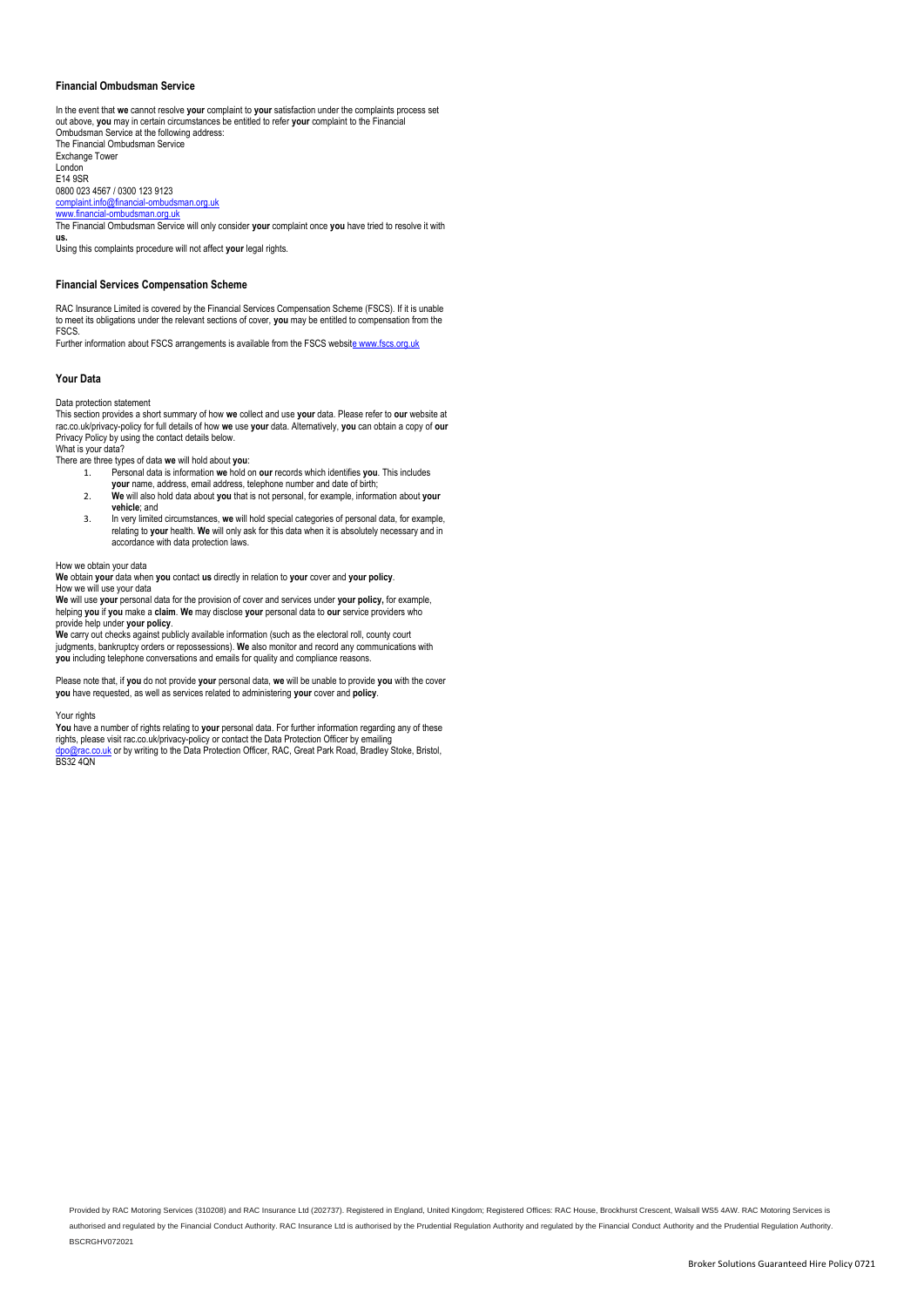### Financial Ombudsman Service

In the event that **we** cannot resolve **your** complaint to **your** satisfaction under the complaints process set out above, **you** may in certain circumstances be entitled to refer **your** complaint to the Financial Ombudsman Service at the following address:

The Financial Ombudsman Service
Exchange Tower
London
E14 9SR
0800 023 4567 / 0300 123 9123
complaint.info@financial-ombudsman.org.uk
www.financial-ombudsman.org.uk

The Financial Ombudsman Service will only consider **your** complaint once **you** have tried to resolve it with **us.**

Using this complaints procedure will not affect **your** legal rights.

### Financial Services Compensation Scheme

RAC Insurance Limited is covered by the Financial Services Compensation Scheme (FSCS). If it is unable to meet its obligations under the relevant sections of cover, **you** may be entitled to compensation from the FSCS.

Further information about FSCS arrangements is available from the FSCS website www.fscs.org.uk

### Your Data

Data protection statement

This section provides a short summary of how **we** collect and use **your** data. Please refer to **our** website at rac.co.uk/privacy-policy for full details of how **we** use **your** data. Alternatively, **you** can obtain a copy of **our** Privacy Policy by using the contact details below.

What is your data?

There are three types of data **we** will hold about **you**:

1. Personal data is information **we** hold on **our** records which identifies **you**. This includes **your** name, address, email address, telephone number and date of birth;
2. **We** will also hold data about **you** that is not personal, for example, information about **your vehicle**; and
3. In very limited circumstances, **we** will hold special categories of personal data, for example, relating to **your** health. **We** will only ask for this data when it is absolutely necessary and in accordance with data protection laws.

How we obtain your data

**We** obtain **your** data when **you** contact **us** directly in relation to **your** cover and **your policy**.

How we will use your data

**We** will use **your** personal data for the provision of cover and services under **your policy,** for example, helping **you** if **you** make a **claim**. **We** may disclose **your** personal data to **our** service providers who provide help under **your policy**.

**We** carry out checks against publicly available information (such as the electoral roll, county court judgments, bankruptcy orders or repossessions). **We** also monitor and record any communications with **you** including telephone conversations and emails for quality and compliance reasons.

Please note that, if **you** do not provide **your** personal data, **we** will be unable to provide **you** with the cover **you** have requested, as well as services related to administering **your** cover and **policy**.

Your rights

**You** have a number of rights relating to **your** personal data. For further information regarding any of these rights, please visit rac.co.uk/privacy-policy or contact the Data Protection Officer by emailing dpo@rac.co.uk or by writing to the Data Protection Officer, RAC, Great Park Road, Bradley Stoke, Bristol, BS32 4QN

Provided by RAC Motoring Services (310208) and RAC Insurance Ltd (202737). Registered in England, United Kingdom; Registered Offices: RAC House, Brockhurst Crescent, Walsall WS5 4AW. RAC Motoring Services is authorised and regulated by the Financial Conduct Authority. RAC Insurance Ltd is authorised by the Prudential Regulation Authority and regulated by the Financial Conduct Authority and the Prudential Regulation Authority.

BSCRGHV072021